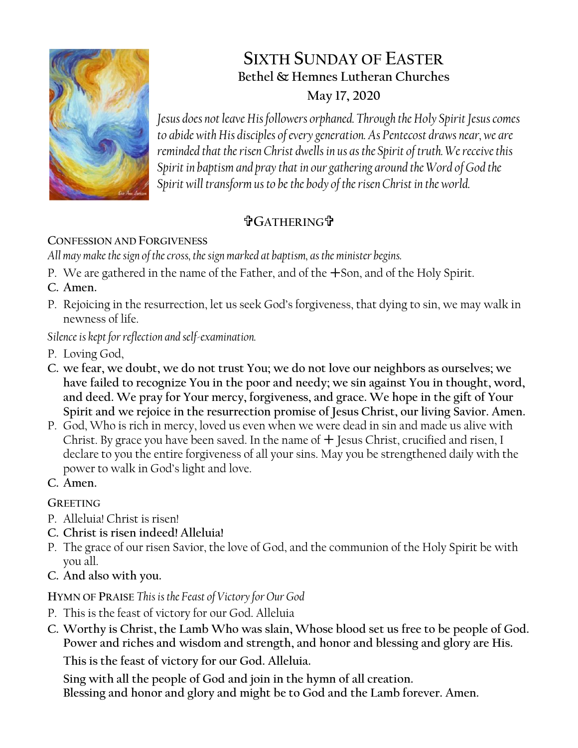# SIXTH SUNDAY OF EASTER

**Bethel & Hemnes Lutheran Churches**

**May 17, 2020**

*Jesus does not leave His followers orphaned. Through the Holy Spirit Jesus comes to abide with His disciples of every generation. As Pentecost draws near, we are reminded that the risen Christ dwells in us as the Spirit of truth. We receive this Spirit in baptism and pray that in our gathering around the Word of God the Spirit will transform us to be the body of the risen Christ in the world.*

## ✞GATHERING✞

### CONFESSION AND FORGIVENESS

*All may make the sign of the cross, the sign marked at baptism, as the minister begins.*

P. We are gathered in the name of the Father, and of the ☩Son, and of the Holy Spirit.

**C. Amen.**

P. Rejoicing in the resurrection, let us seek God's forgiveness, that dying to sin, we may walk in newness of life.

*Silence is kept for reflection and self-examination.*

P. Loving God,

**C. we fear, we doubt, we do not trust You; we do not love our neighbors as ourselves; we have failed to recognize You in the poor and needy; we sin against You in thought, word, and deed. We pray for Your mercy, forgiveness, and grace. We hope in the gift of Your Spirit and we rejoice in the resurrection promise of Jesus Christ, our living Savior. Amen.**

P. God, Who is rich in mercy, loved us even when we were dead in sin and made us alive with Christ. By grace you have been saved. In the name of ☩ Jesus Christ, crucified and risen, I declare to you the entire forgiveness of all your sins. May you be strengthened daily with the power to walk in God's light and love.

**C. Amen.**

### GREETING

P. Alleluia! Christ is risen!

**C. Christ is risen indeed! Alleluia!**

P. The grace of our risen Savior, the love of God, and the communion of the Holy Spirit be with you all.

**C. And also with you.**

### HYMN OF PRAISE *This is the Feast of Victory for Our God*

P. This is the feast of victory for our God. Alleluia

**C. Worthy is Christ, the Lamb Who was slain, Whose blood set us free to be people of God. Power and riches and wisdom and strength, and honor and blessing and glory are His.**

**This is the feast of victory for our God. Alleluia.**

**Sing with all the people of God and join in the hymn of all creation.**
**Blessing and honor and glory and might be to God and the Lamb forever. Amen.**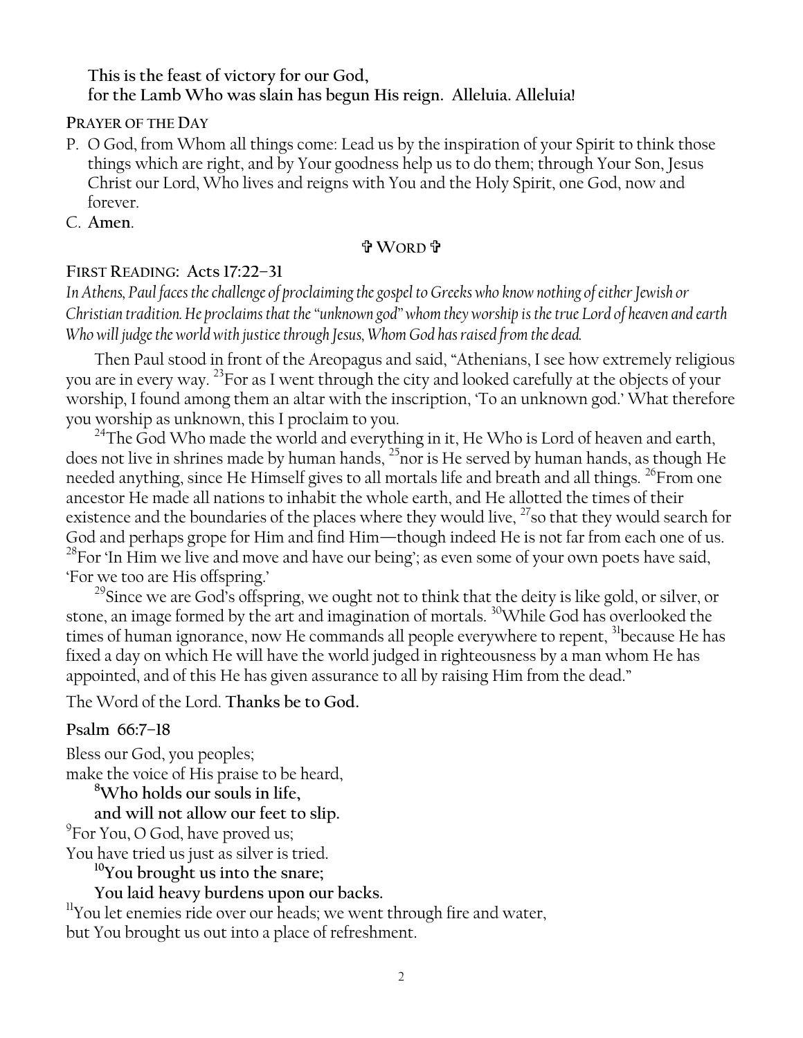**This is the feast of victory for our God,**
**for the Lamb Who was slain has begun His reign. Alleluia. Alleluia!**

PRAYER OF THE DAY

P. O God, from Whom all things come: Lead us by the inspiration of your Spirit to think those things which are right, and by Your goodness help us to do them; through Your Son, Jesus Christ our Lord, Who lives and reigns with You and the Holy Spirit, one God, now and forever.

C. **Amen**.

## ✞ WORD ✞

**FIRST READING: Acts 17:22–31**

*In Athens, Paul faces the challenge of proclaiming the gospel to Greeks who know nothing of either Jewish or Christian tradition. He proclaims that the "unknown god" whom they worship is the true Lord of heaven and earth Who will judge the world with justice through Jesus, Whom God has raised from the dead.*

Then Paul stood in front of the Areopagus and said, "Athenians, I see how extremely religious you are in every way. [23]For as I went through the city and looked carefully at the objects of your worship, I found among them an altar with the inscription, 'To an unknown god.' What therefore you worship as unknown, this I proclaim to you.

[24]The God Who made the world and everything in it, He Who is Lord of heaven and earth, does not live in shrines made by human hands, [25]nor is He served by human hands, as though He needed anything, since He Himself gives to all mortals life and breath and all things. [26]From one ancestor He made all nations to inhabit the whole earth, and He allotted the times of their existence and the boundaries of the places where they would live, [27]so that they would search for God and perhaps grope for Him and find Him—though indeed He is not far from each one of us. [28]For 'In Him we live and move and have our being'; as even some of your own poets have said, 'For we too are His offspring.'

[29]Since we are God's offspring, we ought not to think that the deity is like gold, or silver, or stone, an image formed by the art and imagination of mortals. [30]While God has overlooked the times of human ignorance, now He commands all people everywhere to repent, [31]because He has fixed a day on which He will have the world judged in righteousness by a man whom He has appointed, and of this He has given assurance to all by raising Him from the dead."

The Word of the Lord. **Thanks be to God.**

**Psalm 66:7–18**

Bless our God, you peoples;
make the voice of His praise to be heard,

**[8]Who holds our souls in life,**
**and will not allow our feet to slip.**

[9]For You, O God, have proved us;
You have tried us just as silver is tried.

**[10]You brought us into the snare;**
**You laid heavy burdens upon our backs.**

[11]You let enemies ride over our heads; we went through fire and water,
but You brought us out into a place of refreshment.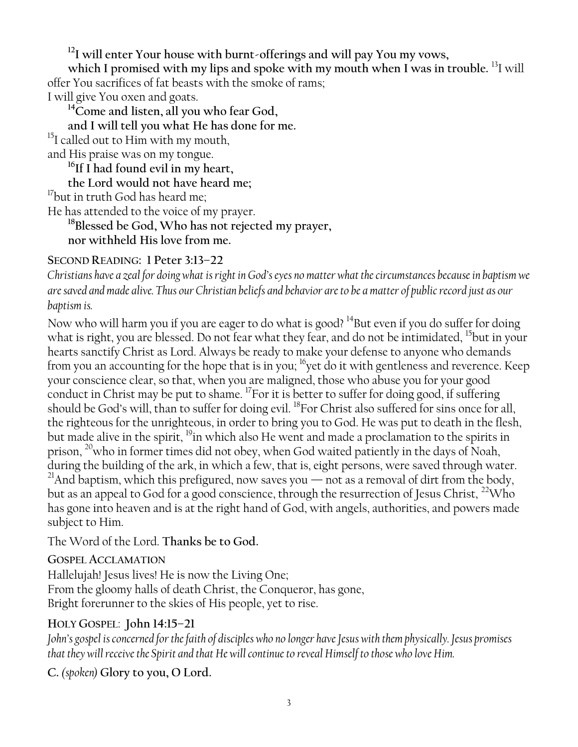**[12]I will enter Your house with burnt-offerings and will pay You my vows,**
**which I promised with my lips and spoke with my mouth when I was in trouble.** [13]I will offer You sacrifices of fat beasts with the smoke of rams;
I will give You oxen and goats.

**[14]Come and listen, all you who fear God,**
**and I will tell you what He has done for me.**
[15]I called out to Him with my mouth,
and His praise was on my tongue.

**[16]If I had found evil in my heart,**
**the Lord would not have heard me;**
[17]but in truth God has heard me;
He has attended to the voice of my prayer.

**[18]Blessed be God, Who has not rejected my prayer,**
**nor withheld His love from me.**

**SECOND READING: 1 Peter 3:13–22**

*Christians have a zeal for doing what is right in God's eyes no matter what the circumstances because in baptism we are saved and made alive. Thus our Christian beliefs and behavior are to be a matter of public record just as our baptism is.*

Now who will harm you if you are eager to do what is good? [14]But even if you do suffer for doing what is right, you are blessed. Do not fear what they fear, and do not be intimidated, [15]but in your hearts sanctify Christ as Lord. Always be ready to make your defense to anyone who demands from you an accounting for the hope that is in you; [16]yet do it with gentleness and reverence. Keep your conscience clear, so that, when you are maligned, those who abuse you for your good conduct in Christ may be put to shame. [17]For it is better to suffer for doing good, if suffering should be God's will, than to suffer for doing evil. [18]For Christ also suffered for sins once for all, the righteous for the unrighteous, in order to bring you to God. He was put to death in the flesh, but made alive in the spirit, [19]in which also He went and made a proclamation to the spirits in prison, [20]who in former times did not obey, when God waited patiently in the days of Noah, during the building of the ark, in which a few, that is, eight persons, were saved through water. [21]And baptism, which this prefigured, now saves you — not as a removal of dirt from the body, but as an appeal to God for a good conscience, through the resurrection of Jesus Christ, [22]Who has gone into heaven and is at the right hand of God, with angels, authorities, and powers made subject to Him.

The Word of the Lord. **Thanks be to God.**

**GOSPEL ACCLAMATION**

Hallelujah! Jesus lives! He is now the Living One;
From the gloomy halls of death Christ, the Conqueror, has gone,
Bright forerunner to the skies of His people, yet to rise.

**HOLY GOSPEL: John 14:15–21**

*John's gospel is concerned for the faith of disciples who no longer have Jesus with them physically. Jesus promises that they will receive the Spirit and that He will continue to reveal Himself to those who love Him.*

**C.** *(spoken)* **Glory to you, O Lord.**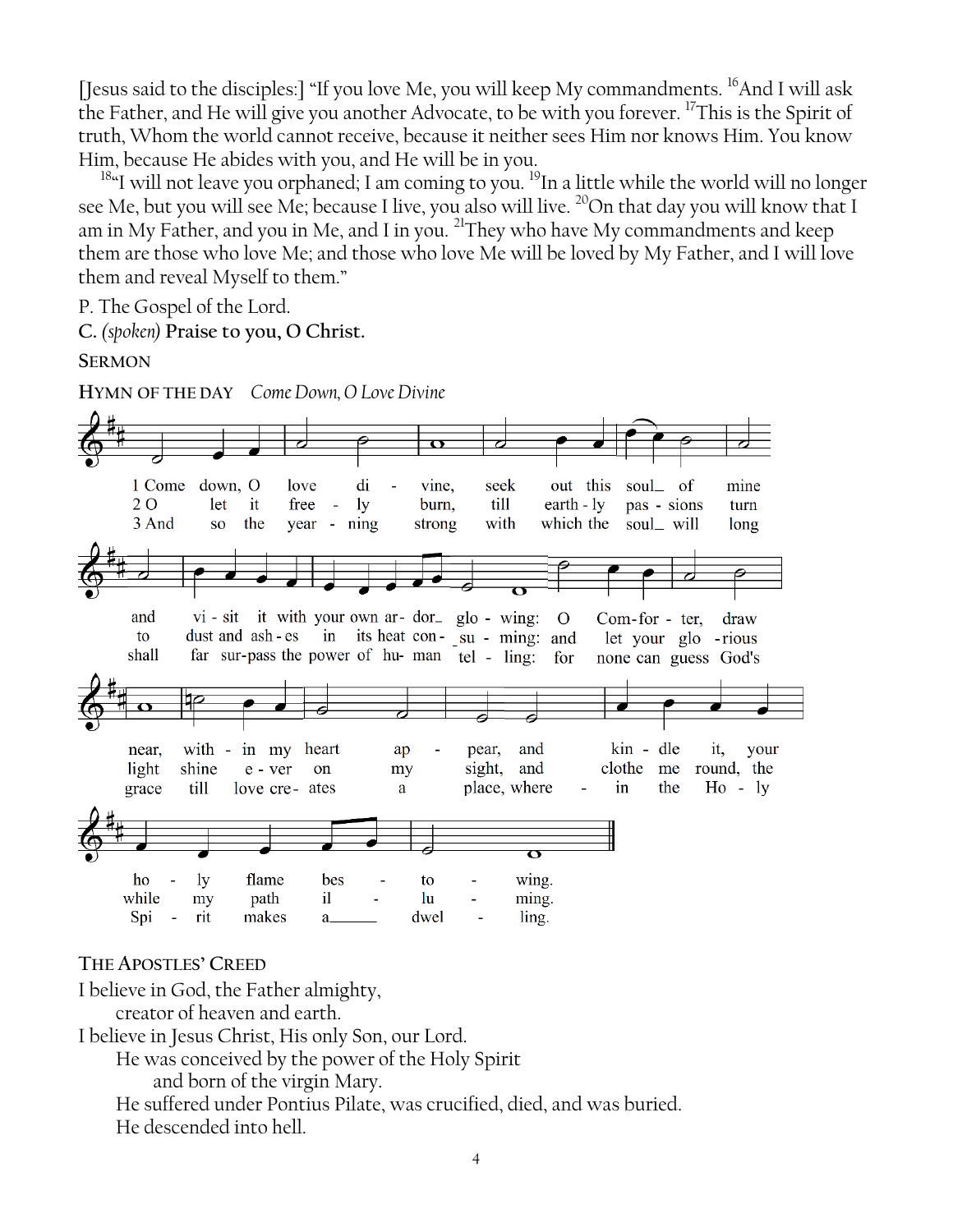[Jesus said to the disciples:] "If you love Me, you will keep My commandments. [16]And I will ask the Father, and He will give you another Advocate, to be with you forever. [17]This is the Spirit of truth, Whom the world cannot receive, because it neither sees Him nor knows Him. You know Him, because He abides with you, and He will be in you.

[18]"I will not leave you orphaned; I am coming to you. [19]In a little while the world will no longer see Me, but you will see Me; because I live, you also will live. [20]On that day you will know that I am in My Father, and you in Me, and I in you. [21]They who have My commandments and keep them are those who love Me; and those who love Me will be loved by My Father, and I will love them and reveal Myself to them."

P. The Gospel of the Lord.

**C.** *(spoken)* **Praise to you, O Christ.**

**SERMON**

**HYMN OF THE DAY** *Come Down, O Love Divine*

1 Come down, O love divine, seek out this soul of mine and visit it with your own ardor glowing: O Comforter, draw near, within my heart appear, and kindle it, your holy flame bestowing.

2 O let it freely burn, till earthly passions turn to dust and ashes in its heat consuming: and let your glorious light shine ever on my sight, and clothe me round, the while my path illuming.

3 And so the yearning strong with which the soul will long shall far surpass the power of human telling: for none can guess God's grace till love creates a place, wherein the Holy Spirit makes a dwelling.

**THE APOSTLES' CREED**

I believe in God, the Father almighty,
creator of heaven and earth.
I believe in Jesus Christ, His only Son, our Lord.
He was conceived by the power of the Holy Spirit
and born of the virgin Mary.
He suffered under Pontius Pilate, was crucified, died, and was buried.
He descended into hell.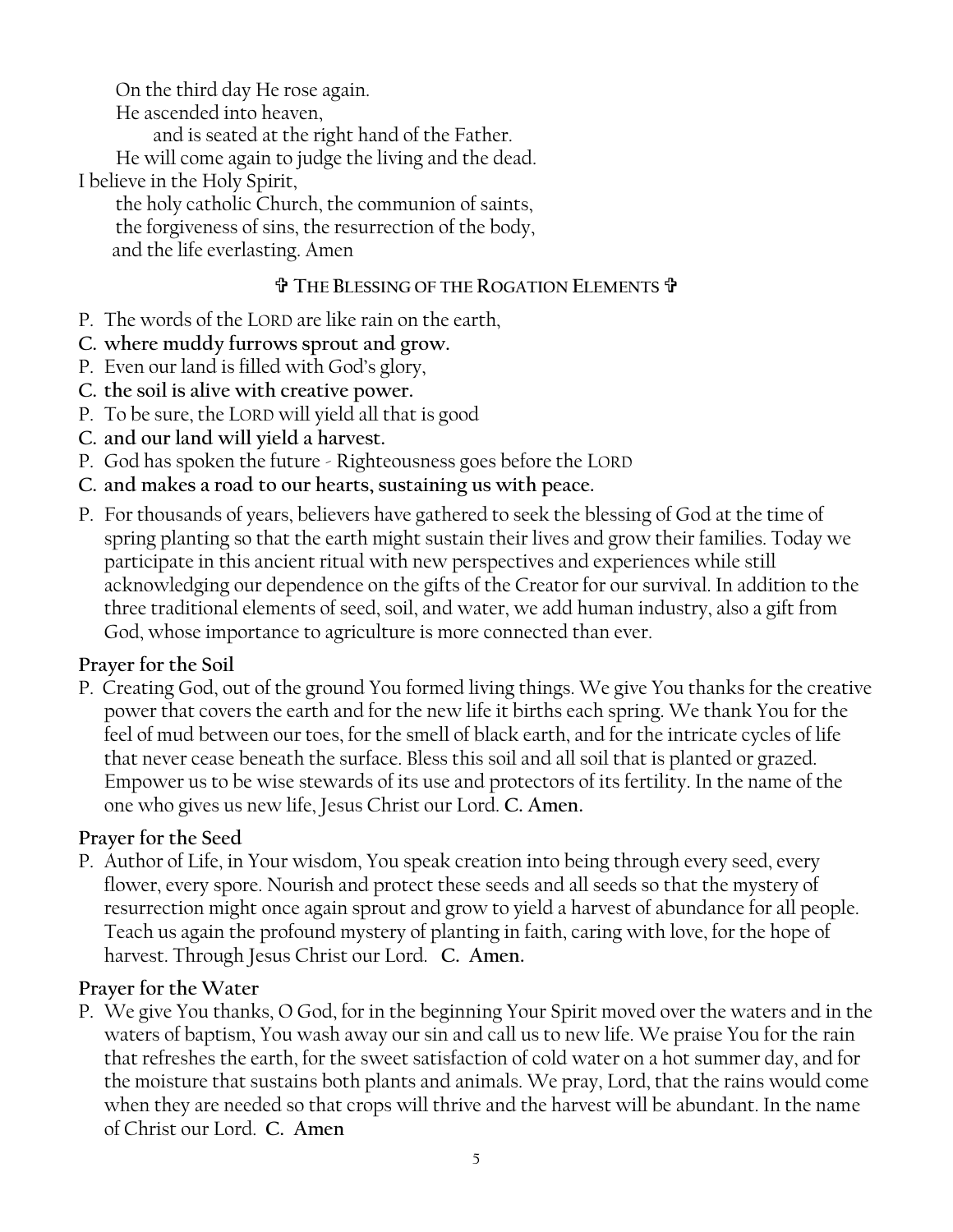On the third day He rose again.
He ascended into heaven,
and is seated at the right hand of the Father.
He will come again to judge the living and the dead.
I believe in the Holy Spirit,
the holy catholic Church, the communion of saints,
the forgiveness of sins, the resurrection of the body,
and the life everlasting. Amen

### ✞ THE BLESSING OF THE ROGATION ELEMENTS ✞

P. The words of the LORD are like rain on the earth,
**C. where muddy furrows sprout and grow.**
P. Even our land is filled with God's glory,
**C. the soil is alive with creative power.**
P. To be sure, the LORD will yield all that is good
**C. and our land will yield a harvest.**
P. God has spoken the future - Righteousness goes before the LORD
**C. and makes a road to our hearts, sustaining us with peace.**
P. For thousands of years, believers have gathered to seek the blessing of God at the time of spring planting so that the earth might sustain their lives and grow their families. Today we participate in this ancient ritual with new perspectives and experiences while still acknowledging our dependence on the gifts of the Creator for our survival. In addition to the three traditional elements of seed, soil, and water, we add human industry, also a gift from God, whose importance to agriculture is more connected than ever.

**Prayer for the Soil**

P. Creating God, out of the ground You formed living things. We give You thanks for the creative power that covers the earth and for the new life it births each spring. We thank You for the feel of mud between our toes, for the smell of black earth, and for the intricate cycles of life that never cease beneath the surface. Bless this soil and all soil that is planted or grazed. Empower us to be wise stewards of its use and protectors of its fertility. In the name of the one who gives us new life, Jesus Christ our Lord. **C. Amen.**

**Prayer for the Seed**

P. Author of Life, in Your wisdom, You speak creation into being through every seed, every flower, every spore. Nourish and protect these seeds and all seeds so that the mystery of resurrection might once again sprout and grow to yield a harvest of abundance for all people. Teach us again the profound mystery of planting in faith, caring with love, for the hope of harvest. Through Jesus Christ our Lord. **C. Amen.**

**Prayer for the Water**

P. We give You thanks, O God, for in the beginning Your Spirit moved over the waters and in the waters of baptism, You wash away our sin and call us to new life. We praise You for the rain that refreshes the earth, for the sweet satisfaction of cold water on a hot summer day, and for the moisture that sustains both plants and animals. We pray, Lord, that the rains would come when they are needed so that crops will thrive and the harvest will be abundant. In the name of Christ our Lord. **C. Amen**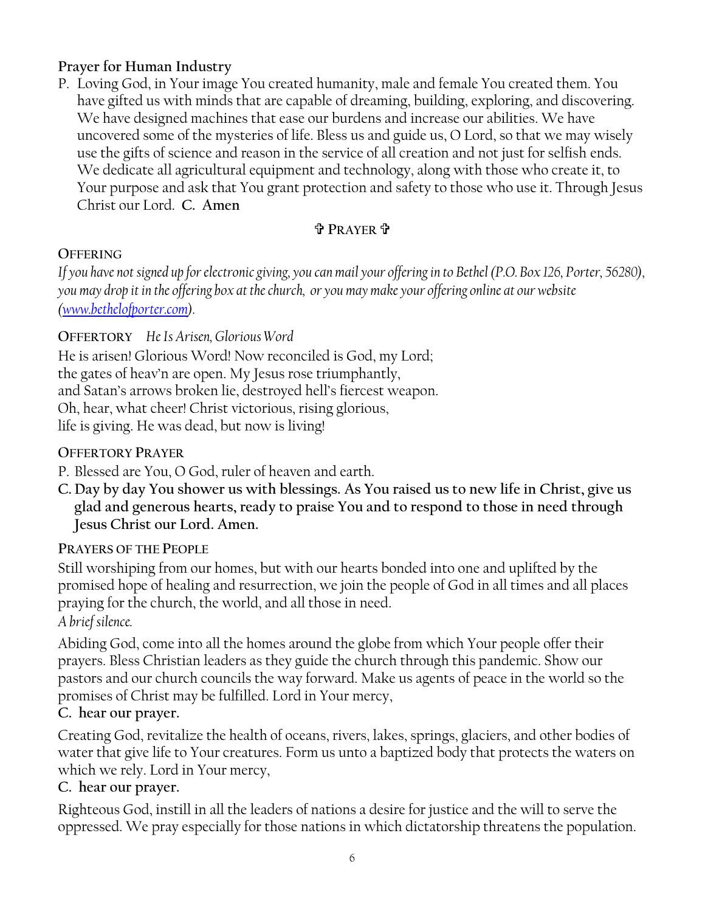**Prayer for Human Industry**

P. Loving God, in Your image You created humanity, male and female You created them. You have gifted us with minds that are capable of dreaming, building, exploring, and discovering. We have designed machines that ease our burdens and increase our abilities. We have uncovered some of the mysteries of life. Bless us and guide us, O Lord, so that we may wisely use the gifts of science and reason in the service of all creation and not just for selfish ends. We dedicate all agricultural equipment and technology, along with those who create it, to Your purpose and ask that You grant protection and safety to those who use it. Through Jesus Christ our Lord. **C. Amen**

✞ PRAYER ✞

**OFFERING**

*If you have not signed up for electronic giving, you can mail your offering in to Bethel (P.O. Box 126, Porter, 56280), you may drop it in the offering box at the church, or you may make your offering online at our website ([www.bethelofporter.com](www.bethelofporter.com)).*

**OFFERTORY** *He Is Arisen, Glorious Word*

He is arisen! Glorious Word! Now reconciled is God, my Lord;
the gates of heav'n are open. My Jesus rose triumphantly,
and Satan's arrows broken lie, destroyed hell's fiercest weapon.
Oh, hear, what cheer! Christ victorious, rising glorious,
life is giving. He was dead, but now is living!

**OFFERTORY PRAYER**

P. Blessed are You, O God, ruler of heaven and earth.

**C. Day by day You shower us with blessings. As You raised us to new life in Christ, give us glad and generous hearts, ready to praise You and to respond to those in need through Jesus Christ our Lord. Amen.**

**PRAYERS OF THE PEOPLE**

Still worshiping from our homes, but with our hearts bonded into one and uplifted by the promised hope of healing and resurrection, we join the people of God in all times and all places praying for the church, the world, and all those in need.

*A brief silence.*

Abiding God, come into all the homes around the globe from which Your people offer their prayers. Bless Christian leaders as they guide the church through this pandemic. Show our pastors and our church councils the way forward. Make us agents of peace in the world so the promises of Christ may be fulfilled. Lord in Your mercy,

**C. hear our prayer.**

Creating God, revitalize the health of oceans, rivers, lakes, springs, glaciers, and other bodies of water that give life to Your creatures. Form us unto a baptized body that protects the waters on which we rely. Lord in Your mercy,

**C. hear our prayer.**

Righteous God, instill in all the leaders of nations a desire for justice and the will to serve the oppressed. We pray especially for those nations in which dictatorship threatens the population.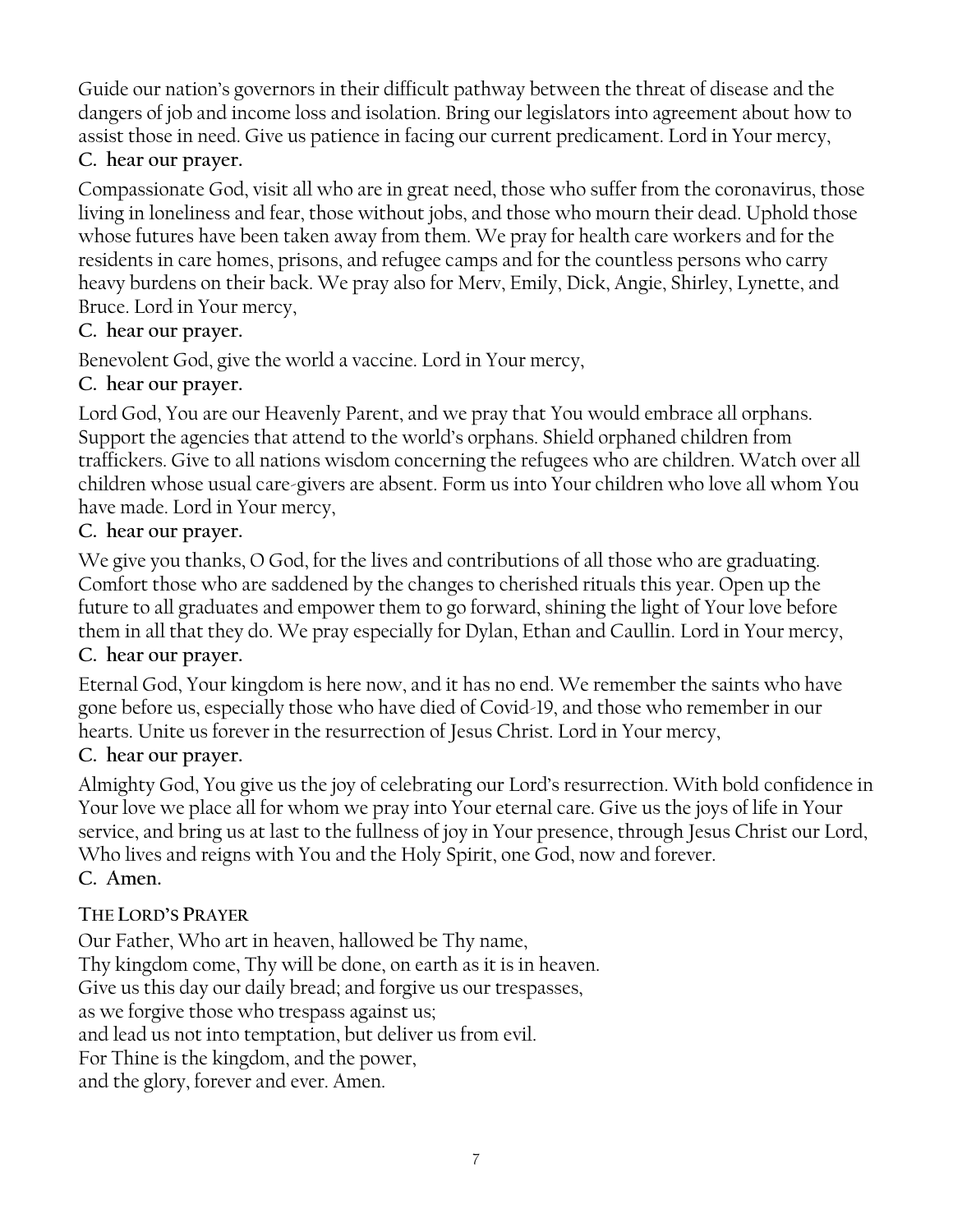Guide our nation's governors in their difficult pathway between the threat of disease and the dangers of job and income loss and isolation. Bring our legislators into agreement about how to assist those in need. Give us patience in facing our current predicament. Lord in Your mercy,

**C. hear our prayer.**

Compassionate God, visit all who are in great need, those who suffer from the coronavirus, those living in loneliness and fear, those without jobs, and those who mourn their dead. Uphold those whose futures have been taken away from them. We pray for health care workers and for the residents in care homes, prisons, and refugee camps and for the countless persons who carry heavy burdens on their back. We pray also for Merv, Emily, Dick, Angie, Shirley, Lynette, and Bruce. Lord in Your mercy,

**C. hear our prayer.**

Benevolent God, give the world a vaccine. Lord in Your mercy,

**C. hear our prayer.**

Lord God, You are our Heavenly Parent, and we pray that You would embrace all orphans. Support the agencies that attend to the world's orphans. Shield orphaned children from traffickers. Give to all nations wisdom concerning the refugees who are children. Watch over all children whose usual care-givers are absent. Form us into Your children who love all whom You have made. Lord in Your mercy,

**C. hear our prayer.**

We give you thanks, O God, for the lives and contributions of all those who are graduating. Comfort those who are saddened by the changes to cherished rituals this year. Open up the future to all graduates and empower them to go forward, shining the light of Your love before them in all that they do. We pray especially for Dylan, Ethan and Caullin. Lord in Your mercy,

**C. hear our prayer.**

Eternal God, Your kingdom is here now, and it has no end. We remember the saints who have gone before us, especially those who have died of Covid-19, and those who remember in our hearts. Unite us forever in the resurrection of Jesus Christ. Lord in Your mercy,

**C. hear our prayer.**

Almighty God, You give us the joy of celebrating our Lord's resurrection. With bold confidence in Your love we place all for whom we pray into Your eternal care. Give us the joys of life in Your service, and bring us at last to the fullness of joy in Your presence, through Jesus Christ our Lord, Who lives and reigns with You and the Holy Spirit, one God, now and forever.

**C. Amen.**

## THE LORD'S PRAYER

Our Father, Who art in heaven, hallowed be Thy name,
Thy kingdom come, Thy will be done, on earth as it is in heaven.
Give us this day our daily bread; and forgive us our trespasses,
as we forgive those who trespass against us;
and lead us not into temptation, but deliver us from evil.
For Thine is the kingdom, and the power,
and the glory, forever and ever. Amen.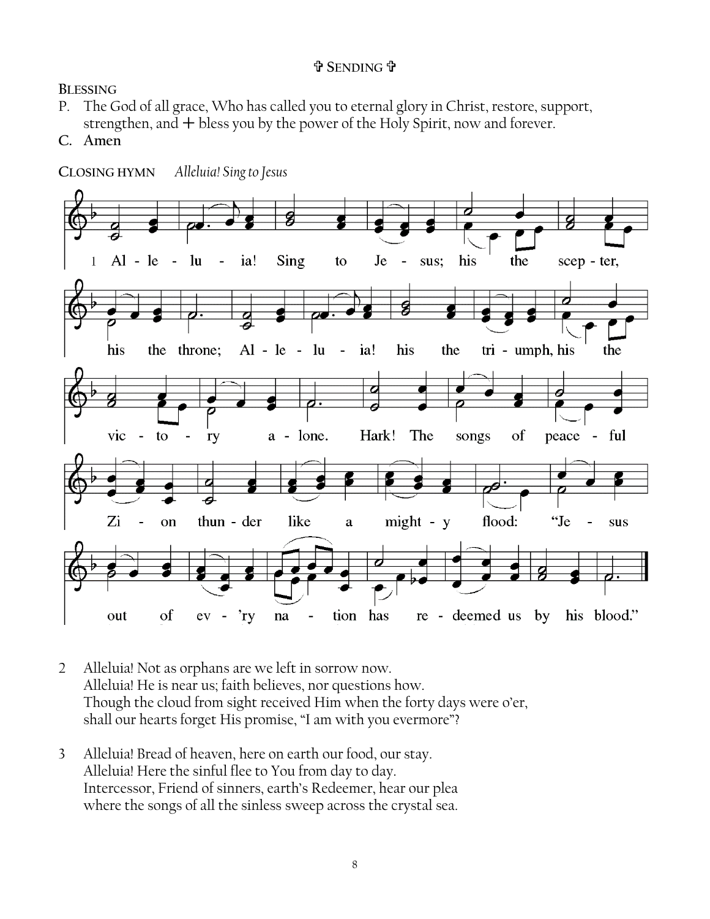✞ **SENDING** ✞

**BLESSING**

P. The God of all grace, Who has called you to eternal glory in Christ, restore, support, strengthen, and + bless you by the power of the Holy Spirit, now and forever.

**C. Amen**

**CLOSING HYMN** *Alleluia! Sing to Jesus*

1 Al - le - lu - ia! Sing to Je - sus; his the scep - ter, his the throne; Al - le - lu - ia! his the tri - umph, his the vic - to - ry a - lone. Hark! The songs of peace - ful Zi - on thun - der like a might - y flood: "Je - sus out of ev - 'ry na - tion has re - deemed us by his blood."

2 Alleluia! Not as orphans are we left in sorrow now.
Alleluia! He is near us; faith believes, nor questions how.
Though the cloud from sight received Him when the forty days were o'er,
shall our hearts forget His promise, "I am with you evermore"?

3 Alleluia! Bread of heaven, here on earth our food, our stay.
Alleluia! Here the sinful flee to You from day to day.
Intercessor, Friend of sinners, earth's Redeemer, hear our plea
where the songs of all the sinless sweep across the crystal sea.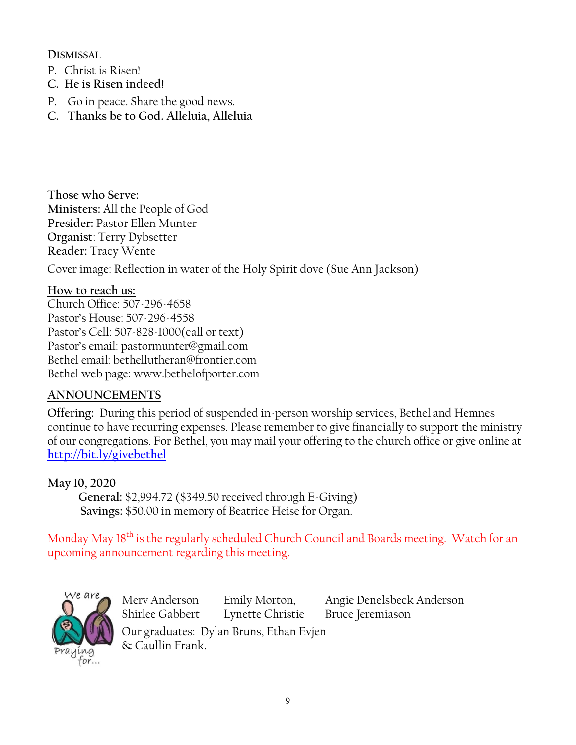### DISMISSAL

P. Christ is Risen!

**C. He is Risen indeed!**

P. Go in peace. Share the good news.

**C. Thanks be to God. Alleluia, Alleluia**

Those who Serve:

**Ministers:** All the People of God
**Presider:** Pastor Ellen Munter
**Organist**: Terry Dybsetter
**Reader:** Tracy Wente

Cover image: Reflection in water of the Holy Spirit dove (Sue Ann Jackson)

How to reach us:

Church Office: 507-296-4658
Pastor's House: 507-296-4558
Pastor's Cell: 507-828-1000(call or text)
Pastor's email: pastormunter@gmail.com
Bethel email: bethellutheran@frontier.com
Bethel web page: www.bethelofporter.com

## ANNOUNCEMENTS

**Offering:** During this period of suspended in-person worship services, Bethel and Hemnes continue to have recurring expenses. Please remember to give financially to support the ministry of our congregations. For Bethel, you may mail your offering to the church office or give online at http://bit.ly/givebethel

May 10, 2020

**General:** $2,994.72 ($349.50 received through E-Giving)
**Savings:** $50.00 in memory of Beatrice Heise for Organ.

Monday May 18th is the regularly scheduled Church Council and Boards meeting. Watch for an upcoming announcement regarding this meeting.

We are Praying for...

Merv Anderson, Shirlee Gabbert, Emily Morton, Lynette Christie, Angie Denelsbeck Anderson, Bruce Jeremiason

Our graduates: Dylan Bruns, Ethan Evjen & Caullin Frank.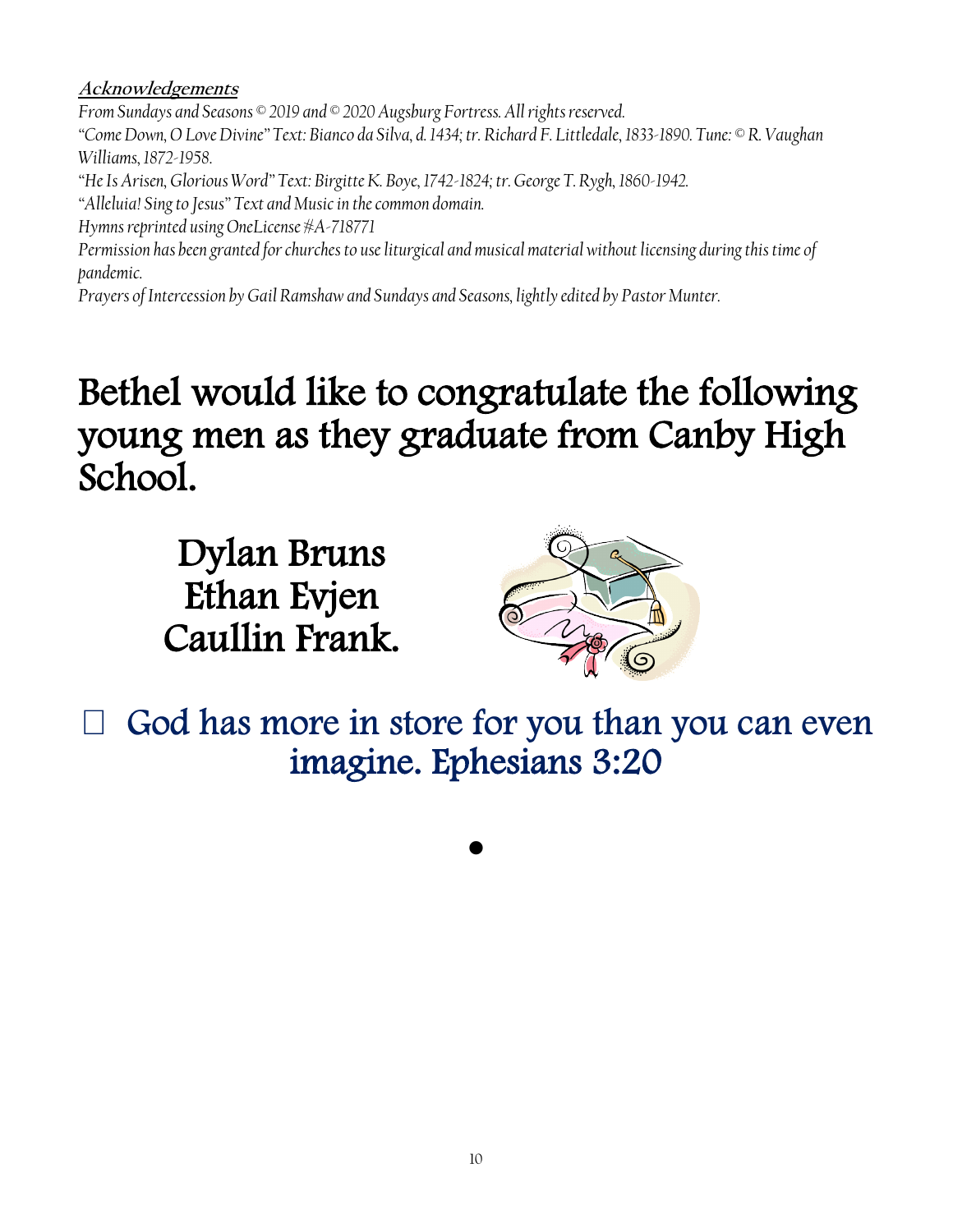***Acknowledgements***

*From Sundays and Seasons © 2019 and © 2020 Augsburg Fortress. All rights reserved.*
*"Come Down, O Love Divine" Text: Bianco da Silva, d. 1434; tr. Richard F. Littledale, 1833-1890. Tune: © R. Vaughan Williams, 1872-1958.*
*"He Is Arisen, Glorious Word" Text: Birgitte K. Boye, 1742-1824; tr. George T. Rygh, 1860-1942.*
*"Alleluia! Sing to Jesus" Text and Music in the common domain.*
*Hymns reprinted using OneLicense #A-718771*
*Permission has been granted for churches to use liturgical and musical material without licensing during this time of pandemic.*
*Prayers of Intercession by Gail Ramshaw and Sundays and Seasons, lightly edited by Pastor Munter.*

# Bethel would like to congratulate the following young men as they graduate from Canby High School.

Dylan Bruns
Ethan Evjen
Caullin Frank.

God has more in store for you than you can even imagine. Ephesians 3:20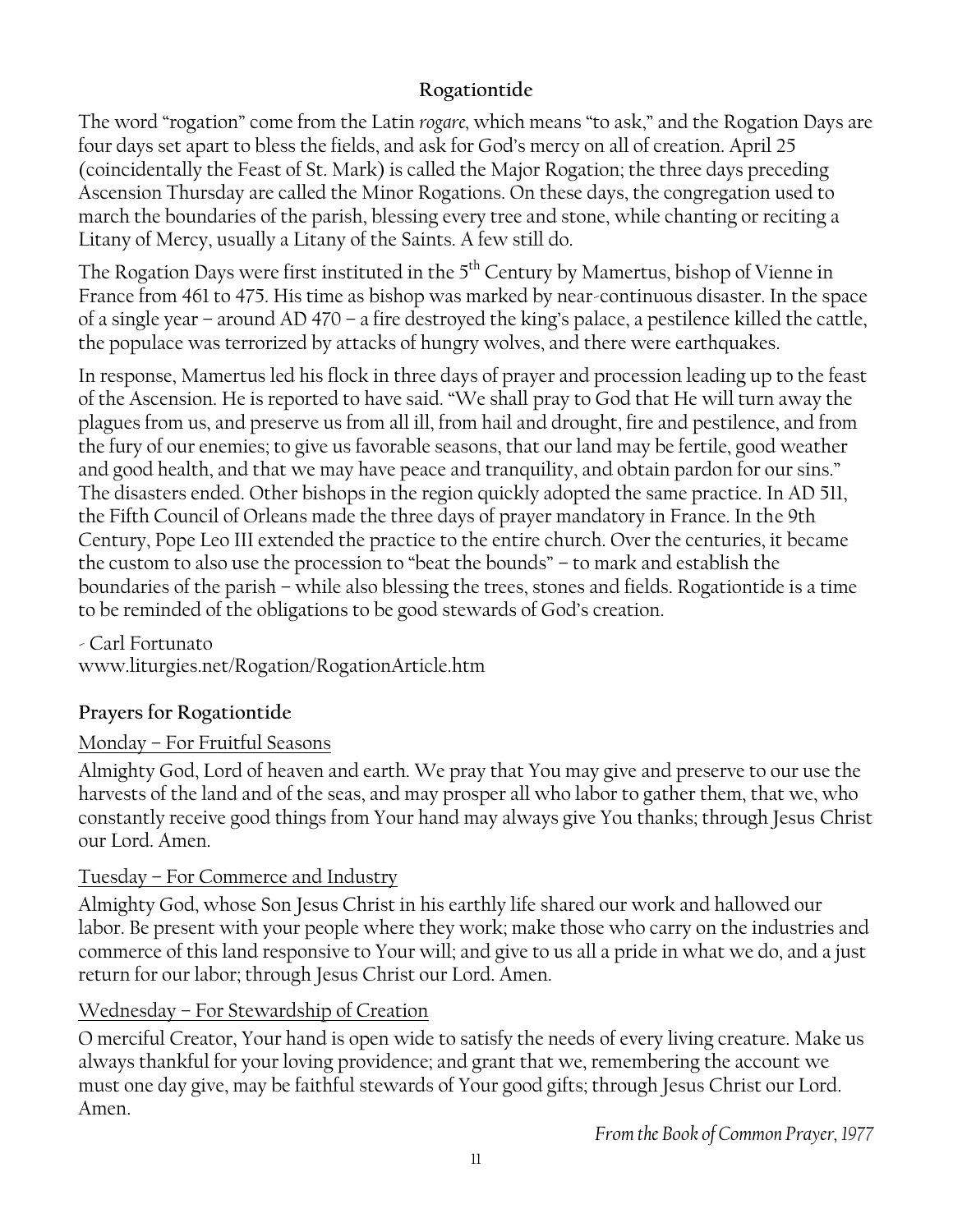## Rogationtide

The word "rogation" come from the Latin *rogare*, which means "to ask," and the Rogation Days are four days set apart to bless the fields, and ask for God's mercy on all of creation. April 25 (coincidentally the Feast of St. Mark) is called the Major Rogation; the three days preceding Ascension Thursday are called the Minor Rogations. On these days, the congregation used to march the boundaries of the parish, blessing every tree and stone, while chanting or reciting a Litany of Mercy, usually a Litany of the Saints. A few still do.

The Rogation Days were first instituted in the 5th Century by Mamertus, bishop of Vienne in France from 461 to 475. His time as bishop was marked by near-continuous disaster. In the space of a single year – around AD 470 – a fire destroyed the king's palace, a pestilence killed the cattle, the populace was terrorized by attacks of hungry wolves, and there were earthquakes.

In response, Mamertus led his flock in three days of prayer and procession leading up to the feast of the Ascension. He is reported to have said. "We shall pray to God that He will turn away the plagues from us, and preserve us from all ill, from hail and drought, fire and pestilence, and from the fury of our enemies; to give us favorable seasons, that our land may be fertile, good weather and good health, and that we may have peace and tranquility, and obtain pardon for our sins." The disasters ended. Other bishops in the region quickly adopted the same practice. In AD 511, the Fifth Council of Orleans made the three days of prayer mandatory in France. In the 9th Century, Pope Leo III extended the practice to the entire church. Over the centuries, it became the custom to also use the procession to "beat the bounds" – to mark and establish the boundaries of the parish – while also blessing the trees, stones and fields. Rogationtide is a time to be reminded of the obligations to be good stewards of God's creation.

- Carl Fortunato
www.liturgies.net/Rogation/RogationArticle.htm

### Prayers for Rogationtide

Monday – For Fruitful Seasons

Almighty God, Lord of heaven and earth. We pray that You may give and preserve to our use the harvests of the land and of the seas, and may prosper all who labor to gather them, that we, who constantly receive good things from Your hand may always give You thanks; through Jesus Christ our Lord. Amen.

Tuesday – For Commerce and Industry

Almighty God, whose Son Jesus Christ in his earthly life shared our work and hallowed our labor. Be present with your people where they work; make those who carry on the industries and commerce of this land responsive to Your will; and give to us all a pride in what we do, and a just return for our labor; through Jesus Christ our Lord. Amen.

Wednesday – For Stewardship of Creation

O merciful Creator, Your hand is open wide to satisfy the needs of every living creature. Make us always thankful for your loving providence; and grant that we, remembering the account we must one day give, may be faithful stewards of Your good gifts; through Jesus Christ our Lord. Amen.

*From the Book of Common Prayer, 1977*